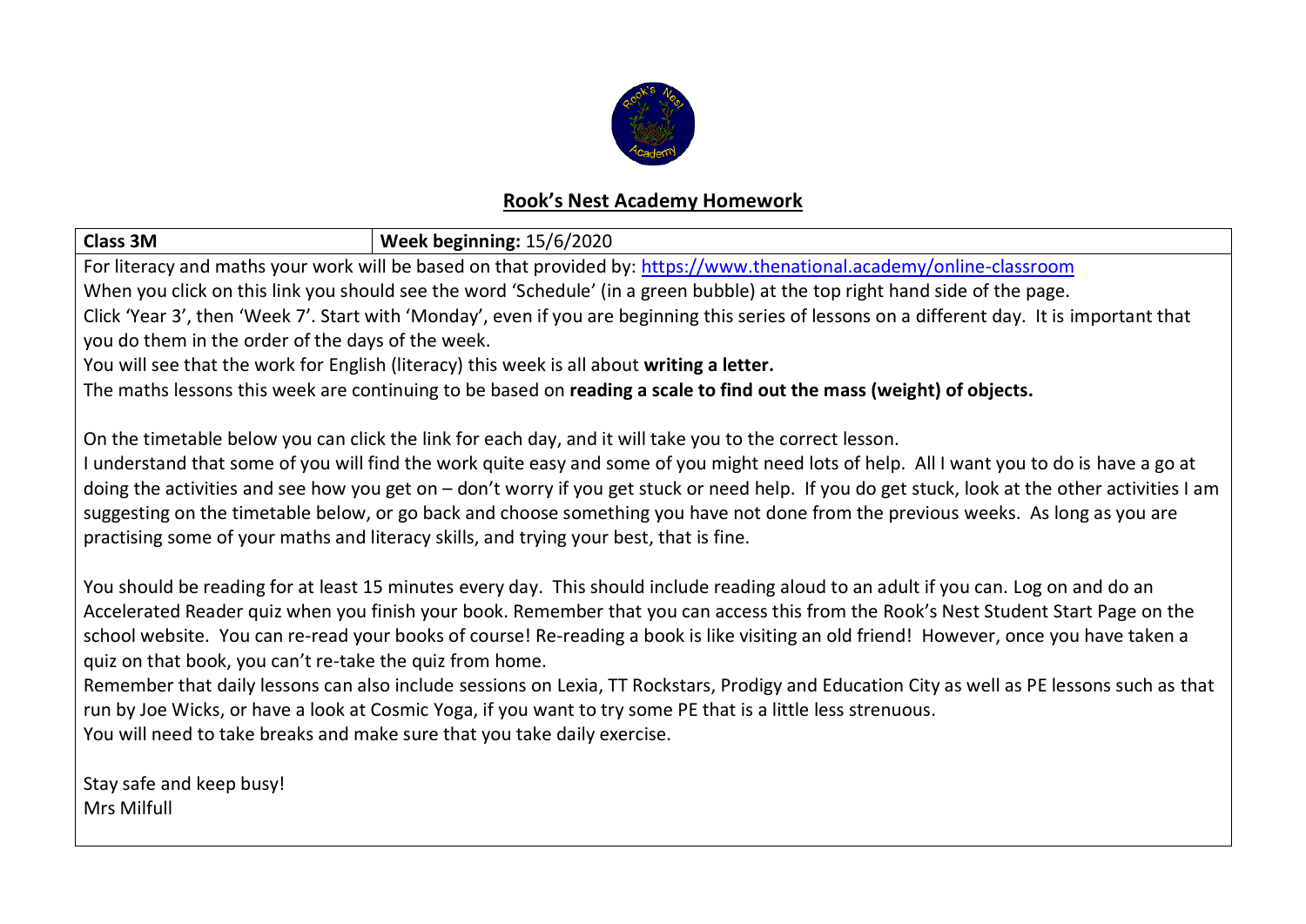# Rook's Nest Academy Homework

| **Class 3M** | **Week beginning:** 15/6/2020 |
|---|---|

For literacy and maths your work will be based on that provided by: https://www.thenational.academy/online-classroom

When you click on this link you should see the word 'Schedule' (in a green bubble) at the top right hand side of the page.

Click 'Year 3', then 'Week 7'. Start with 'Monday', even if you are beginning this series of lessons on a different day. It is important that you do them in the order of the days of the week.

You will see that the work for English (literacy) this week is all about **writing a letter.**

The maths lessons this week are continuing to be based on **reading a scale to find out the mass (weight) of objects.**

On the timetable below you can click the link for each day, and it will take you to the correct lesson.

I understand that some of you will find the work quite easy and some of you might need lots of help. All I want you to do is have a go at doing the activities and see how you get on – don't worry if you get stuck or need help. If you do get stuck, look at the other activities I am suggesting on the timetable below, or go back and choose something you have not done from the previous weeks. As long as you are practising some of your maths and literacy skills, and trying your best, that is fine.

You should be reading for at least 15 minutes every day. This should include reading aloud to an adult if you can. Log on and do an Accelerated Reader quiz when you finish your book. Remember that you can access this from the Rook's Nest Student Start Page on the school website. You can re-read your books of course! Re-reading a book is like visiting an old friend! However, once you have taken a quiz on that book, you can't re-take the quiz from home.

Remember that daily lessons can also include sessions on Lexia, TT Rockstars, Prodigy and Education City as well as PE lessons such as that run by Joe Wicks, or have a look at Cosmic Yoga, if you want to try some PE that is a little less strenuous.

You will need to take breaks and make sure that you take daily exercise.

Stay safe and keep busy!

Mrs Milfull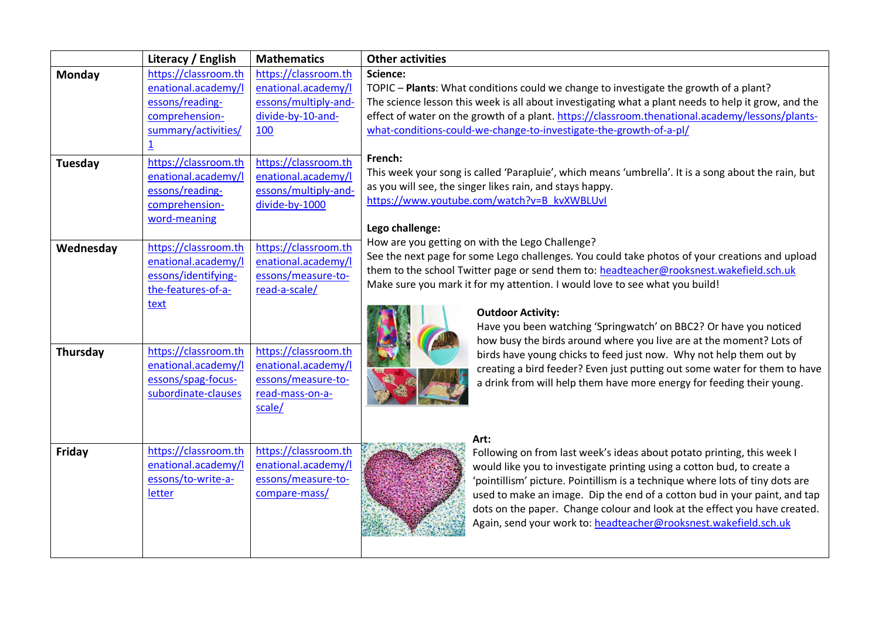| | Literacy / English | Mathematics | Other activities |
|---|---|---|---|
| **Monday** | https://classroom.thenational.academy/lessons/reading-comprehension-summary/activities/1 | https://classroom.thenational.academy/lessons/multiply-and-divide-by-10-and-100 | **Science:** TOPIC – **Plants**: What conditions could we change to investigate the growth of a plant? The science lesson this week is all about investigating what a plant needs to help it grow, and the effect of water on the growth of a plant. https://classroom.thenational.academy/lessons/plants-what-conditions-could-we-change-to-investigate-the-growth-of-a-pl/ |
| **Tuesday** | https://classroom.thenational.academy/lessons/reading-comprehension-word-meaning | https://classroom.thenational.academy/lessons/multiply-and-divide-by-1000 | **French:** This week your song is called 'Parapluie', which means 'umbrella'. It is a song about the rain, but as you will see, the singer likes rain, and stays happy. https://www.youtube.com/watch?v=B_kvXWBLUvI<br><br>**Lego challenge:** How are you getting on with the Lego Challenge? See the next page for some Lego challenges. You could take photos of your creations and upload them to the school Twitter page or send them to: headteacher@rooksnest.wakefield.sch.uk Make sure you mark it for my attention. I would love to see what you build! |
| **Wednesday** | https://classroom.thenational.academy/lessons/identifying-the-features-of-a-text | https://classroom.thenational.academy/lessons/measure-to-read-a-scale/ | **Outdoor Activity:** Have you been watching 'Springwatch' on BBC2? Or have you noticed how busy the birds around where you live are at the moment? Lots of birds have young chicks to feed just now. Why not help them out by creating a bird feeder? Even just putting out some water for them to have a drink from will help them have more energy for feeding their young. |
| **Thursday** | https://classroom.thenational.academy/lessons/spag-focus-subordinate-clauses | https://classroom.thenational.academy/lessons/measure-to-read-mass-on-a-scale/ | |
| **Friday** | https://classroom.thenational.academy/lessons/to-write-a-letter | https://classroom.thenational.academy/lessons/measure-to-compare-mass/ | **Art:** Following on from last week's ideas about potato printing, this week I would like you to investigate printing using a cotton bud, to create a 'pointillism' picture. Pointillism is a technique where lots of tiny dots are used to make an image. Dip the end of a cotton bud in your paint, and tap dots on the paper. Change colour and look at the effect you have created. Again, send your work to: headteacher@rooksnest.wakefield.sch.uk |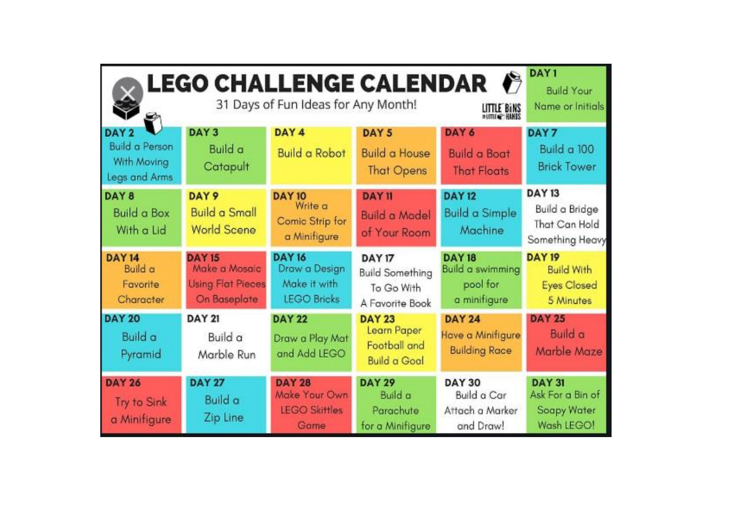# LEGO CHALLENGE CALENDAR

31 Days of Fun Ideas for Any Month!

LITTLE BINS LITTLE HANDS

| | | | | | | |
|---|---|---|---|---|---|---|
| | | | | | | **DAY 1** Build Your Name or Initials |
| **DAY 2** Build a Person With Moving Legs and Arms | **DAY 3** Build a Catapult | **DAY 4** Build a Robot | **DAY 5** Build a House That Opens | **DAY 6** Build a Boat That Floats | **DAY 7** Build a 100 Brick Tower | |
| **DAY 8** Build a Box With a Lid | **DAY 9** Build a Small World Scene | **DAY 10** Write a Comic Strip for a Minifigure | **DAY 11** Build a Model of Your Room | **DAY 12** Build a Simple Machine | **DAY 13** Build a Bridge That Can Hold Something Heavy | |
| **DAY 14** Build a Favorite Character | **DAY 15** Make a Mosaic Using Flat Pieces On Baseplate | **DAY 16** Draw a Design Make it with LEGO Bricks | **DAY 17** Build Something To Go With A Favorite Book | **DAY 18** Build a swimming pool for a minifigure | **DAY 19** Build With Eyes Closed 5 Minutes | |
| **DAY 20** Build a Pyramid | **DAY 21** Build a Marble Run | **DAY 22** Draw a Play Mat and Add LEGO | **DAY 23** Learn Paper Football and Build a Goal | **DAY 24** Have a Minifigure Building Race | **DAY 25** Build a Marble Maze | |
| **DAY 26** Try to Sink a Minifigure | **DAY 27** Build a Zip Line | **DAY 28** Make Your Own LEGO Skittles Game | **DAY 29** Build a Parachute for a Minifigure | **DAY 30** Build a Car Attach a Marker and Draw! | **DAY 31** Ask For a Bin of Soapy Water Wash LEGO! | |